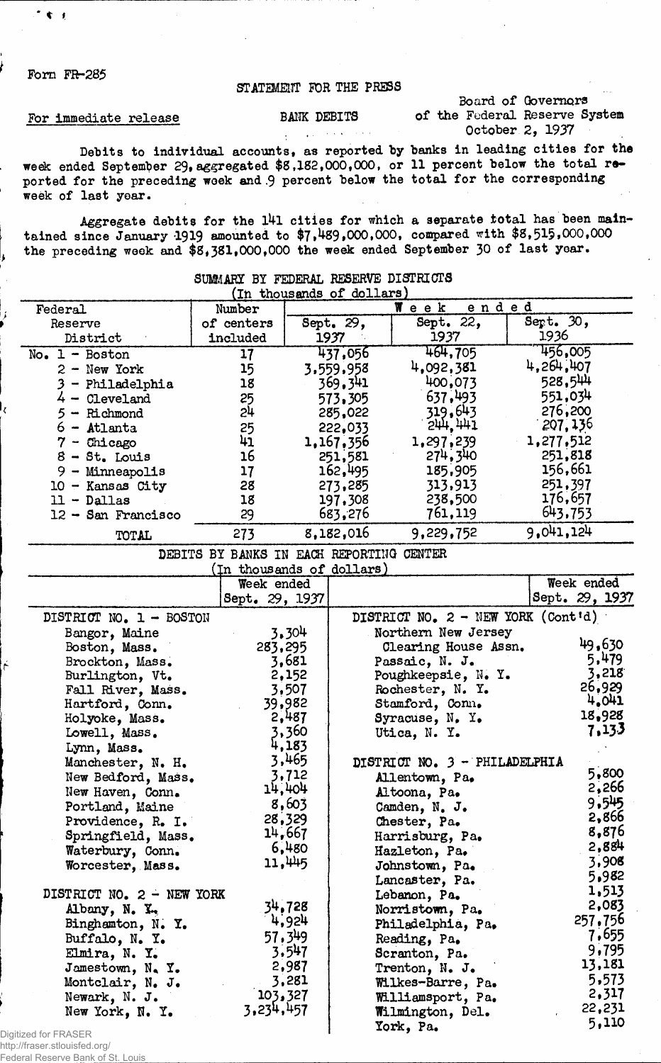Form FR-285

STATEMENT FOR THE PRESS

For immediate release

BANK DEBITS

Board of Governors
of the Federal Reserve System
October 2, 1937

Debits to individual accounts, as reported by banks in leading cities for the week ended September 29, aggregated $8,182,000,000, or 11 percent below the total reported for the preceding week and 9 percent below the total for the corresponding week of last year.

Aggregate debits for the 141 cities for which a separate total has been maintained since January 1919 amounted to $7,489,000,000, compared with $8,515,000,000 the preceding week and $8,381,000,000 the week ended September 30 of last year.

SUMMARY BY FEDERAL RESERVE DISTRICTS
(In thousands of dollars)

| Federal Reserve District | Number of centers included | Week ended Sept. 29, 1937 | Week ended Sept. 22, 1937 | Week ended Sept. 30, 1936 |
|---|---|---|---|---|
| No. 1 - Boston | 17 | 437,056 | 464,705 | 456,005 |
| 2 - New York | 15 | 3,559,958 | 4,092,381 | 4,264,407 |
| 3 - Philadelphia | 18 | 369,341 | 400,073 | 528,544 |
| 4 - Cleveland | 25 | 573,305 | 637,493 | 551,034 |
| 5 - Richmond | 24 | 285,022 | 319,643 | 276,200 |
| 6 - Atlanta | 25 | 222,033 | 244,441 | 207,136 |
| 7 - Chicago | 41 | 1,167,356 | 1,297,239 | 1,277,512 |
| 8 - St. Louis | 16 | 251,581 | 274,340 | 251,818 |
| 9 - Minneapolis | 17 | 162,495 | 185,905 | 156,661 |
| 10 - Kansas City | 28 | 273,285 | 313,913 | 251,397 |
| 11 - Dallas | 18 | 197,308 | 238,500 | 176,657 |
| 12 - San Francisco | 29 | 683,276 | 761,119 | 643,753 |
| TOTAL | 273 | 8,182,016 | 9,229,752 | 9,041,124 |

DEBITS BY BANKS IN EACH REPORTING CENTER
(In thousands of dollars)

| | Week ended Sept. 29, 1937 |
|---|---|
| **DISTRICT NO. 1 - BOSTON** | |
| Bangor, Maine | 3,304 |
| Boston, Mass. | 283,295 |
| Brockton, Mass. | 3,681 |
| Burlington, Vt. | 2,152 |
| Fall River, Mass. | 3,507 |
| Hartford, Conn. | 39,982 |
| Holyoke, Mass. | 2,487 |
| Lowell, Mass. | 3,360 |
| Lynn, Mass. | 4,183 |
| Manchester, N. H. | 3,465 |
| New Bedford, Mass. | 3,712 |
| New Haven, Conn. | 14,404 |
| Portland, Maine | 8,603 |
| Providence, R. I. | 28,329 |
| Springfield, Mass. | 14,667 |
| Waterbury, Conn. | 6,480 |
| Worcester, Mass. | 11,445 |
| **DISTRICT NO. 2 - NEW YORK** | |
| Albany, N. Y. | 34,728 |
| Binghamton, N. Y. | 4,924 |
| Buffalo, N. Y. | 57,349 |
| Elmira, N. Y. | 3,547 |
| Jamestown, N. Y. | 2,987 |
| Montclair, N. J. | 3,281 |
| Newark, N. J. | 103,327 |
| New York, N. Y. | 3,234,457 |
| **DISTRICT NO. 2 - NEW YORK (Cont'd)** | |
| Northern New Jersey Clearing House Assn. | 49,630 |
| Passaic, N. J. | 5,479 |
| Poughkeepsie, N. Y. | 3,218 |
| Rochester, N. Y. | 26,929 |
| Stamford, Conn. | 4,041 |
| Syracuse, N. Y. | 18,928 |
| Utica, N. Y. | 7,133 |
| **DISTRICT NO. 3 - PHILADELPHIA** | |
| Allentown, Pa. | 5,800 |
| Altoona, Pa. | 2,266 |
| Camden, N. J. | 9,545 |
| Chester, Pa. | 2,866 |
| Harrisburg, Pa. | 8,876 |
| Hazleton, Pa. | 2,884 |
| Johnstown, Pa. | 3,908 |
| Lancaster, Pa. | 5,982 |
| Lebanon, Pa. | 1,513 |
| Norristown, Pa. | 2,083 |
| Philadelphia, Pa. | 257,756 |
| Reading, Pa. | 7,655 |
| Scranton, Pa. | 9,795 |
| Trenton, N. J. | 13,181 |
| Wilkes-Barre, Pa. | 5,573 |
| Williamsport, Pa. | 2,317 |
| Wilmington, Del. | 22,231 |
| York, Pa. | 5,110 |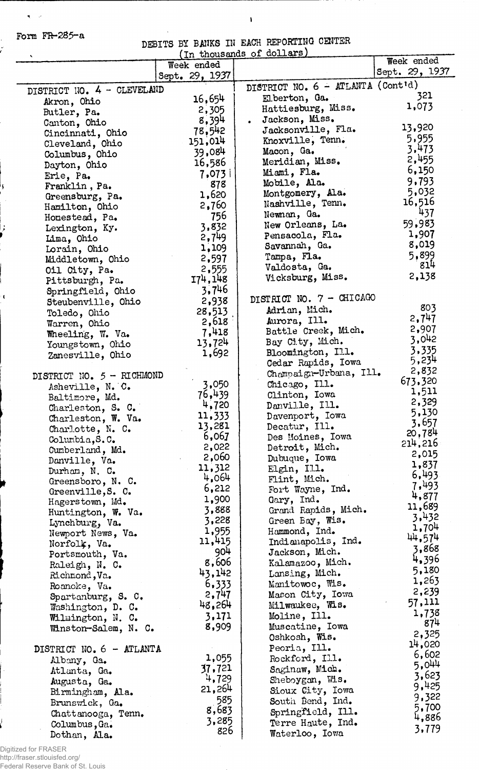Form FR-285-a

DEBITS BY BANKS IN EACH REPORTING CENTER
(In thousands of dollars)

| | Week ended Sept. 29, 1937 |
|---|---|
| **DISTRICT NO. 4 - CLEVELAND** | |
| Akron, Ohio | 16,654 |
| Butler, Pa. | 2,305 |
| Canton, Ohio | 8,394 |
| Cincinnati, Ohio | 78,542 |
| Cleveland, Ohio | 151,014 |
| Columbus, Ohio | 39,084 |
| Dayton, Ohio | 16,586 |
| Erie, Pa. | 7,073 |
| Franklin, Pa. | 878 |
| Greensburg, Pa. | 1,620 |
| Hamilton, Ohio | 2,760 |
| Homestead, Pa. | 756 |
| Lexington, Ky. | 3,832 |
| Lima, Ohio | 2,749 |
| Lorain, Ohio | 1,109 |
| Middletown, Ohio | 2,597 |
| Oil City, Pa. | 2,555 |
| Pittsburgh, Pa. | 174,148 |
| Springfield, Ohio | 3,746 |
| Steubenville, Ohio | 2,938 |
| Toledo, Ohio | 28,513 |
| Warren, Ohio | 2,618 |
| Wheeling, W. Va. | 7,418 |
| Youngstown, Ohio | 13,724 |
| Zanesville, Ohio | 1,692 |
| **DISTRICT NO. 5 - RICHMOND** | |
| Asheville, N. C. | 3,050 |
| Baltimore, Md. | 76,439 |
| Charleston, S. C. | 4,720 |
| Charleston, W. Va. | 11,333 |
| Charlotte, N. C. | 13,281 |
| Columbia, S. C. | 6,067 |
| Cumberland, Md. | 2,022 |
| Danville, Va. | 2,060 |
| Durham, N. C. | 11,312 |
| Greensboro, N. C. | 4,064 |
| Greenville, S. C. | 6,212 |
| Hagerstown, Md. | 1,900 |
| Huntington, W. Va. | 3,888 |
| Lynchburg, Va. | 3,228 |
| Newport News, Va. | 1,955 |
| Norfolk, Va. | 11,415 |
| Portsmouth, Va. | 904 |
| Raleigh, N. C. | 8,606 |
| Richmond, Va. | 43,142 |
| Roanoke, Va. | 6,333 |
| Spartanburg, S. C. | 2,747 |
| Washington, D. C. | 48,264 |
| Wilmington, N. C. | 3,171 |
| Winston-Salem, N. C. | 8,909 |
| **DISTRICT NO. 6 - ATLANTA** | |
| Albany, Ga. | 1,055 |
| Atlanta, Ga. | 37,721 |
| Augusta, Ga. | 4,729 |
| Birmingham, Ala. | 21,264 |
| Brunswick, Ga. | 585 |
| Chattanooga, Tenn. | 8,683 |
| Columbus, Ga. | 3,285 |
| Dothan, Ala. | 826 |

| | Week ended Sept. 29, 1937 |
|---|---|
| **DISTRICT NO. 6 - ATLANTA (Cont'd)** | |
| Elberton, Ga. | 321 |
| Hattiesburg, Miss. | 1,073 |
| Jackson, Miss. | |
| Jacksonville, Fla. | 13,920 |
| Knoxville, Tenn. | 5,955 |
| Macon, Ga. | 3,473 |
| Meridian, Miss. | 2,455 |
| Miami, Fla. | 6,150 |
| Mobile, Ala. | 9,793 |
| Montgomery, Ala. | 5,032 |
| Nashville, Tenn. | 16,516 |
| Newnan, Ga. | 437 |
| New Orleans, La. | 59,983 |
| Pensacola, Fla. | 1,907 |
| Savannah, Ga. | 8,019 |
| Tampa, Fla. | 5,899 |
| Valdosta, Ga. | 814 |
| Vicksburg, Miss. | 2,138 |
| **DISTRICT NO. 7 - CHICAGO** | |
| Adrian, Mich. | 803 |
| Aurora, Ill. | 2,747 |
| Battle Creek, Mich. | 2,907 |
| Bay City, Mich. | 3,042 |
| Bloomington, Ill. | 3,335 |
| Cedar Rapids, Iowa | 5,234 |
| Champaign-Urbana, Ill. | 2,832 |
| Chicago, Ill. | 673,320 |
| Clinton, Iowa | 1,511 |
| Danville, Ill. | 2,329 |
| Davenport, Iowa | 5,130 |
| Decatur, Ill. | 3,657 |
| Des Moines, Iowa | 20,784 |
| Detroit, Mich. | 214,216 |
| Dubuque, Iowa | 2,015 |
| Elgin, Ill. | 1,837 |
| Flint, Mich. | 6,493 |
| Fort Wayne, Ind. | 7,493 |
| Gary, Ind. | 4,877 |
| Grand Rapids, Mich. | 11,689 |
| Green Bay, Wis. | 3,432 |
| Hammond, Ind. | 1,704 |
| Indianapolis, Ind. | 44,574 |
| Jackson, Mich. | 3,868 |
| Kalamazoo, Mich. | 4,396 |
| Lansing, Mich. | 5,180 |
| Manitowoc, Wis. | 1,263 |
| Mason City, Iowa | 2,239 |
| Milwaukee, Wis. | 57,111 |
| Moline, Ill. | 1,738 |
| Muscatine, Iowa | 874 |
| Oshkosh, Wis. | 2,325 |
| Peoria, Ill. | 14,020 |
| Rockford, Ill. | 6,602 |
| Saginaw, Mich. | 5,044 |
| Sheboygan, Wis. | 3,623 |
| Sioux City, Iowa | 9,425 |
| South Bend, Ind. | 9,322 |
| Springfield, Ill. | 5,700 |
| Terre Haute, Ind. | 4,886 |
| Waterloo, Iowa | 3,779 |

Digitized for FRASER
http://fraser.stlouisfed.org/
Federal Reserve Bank of St. Louis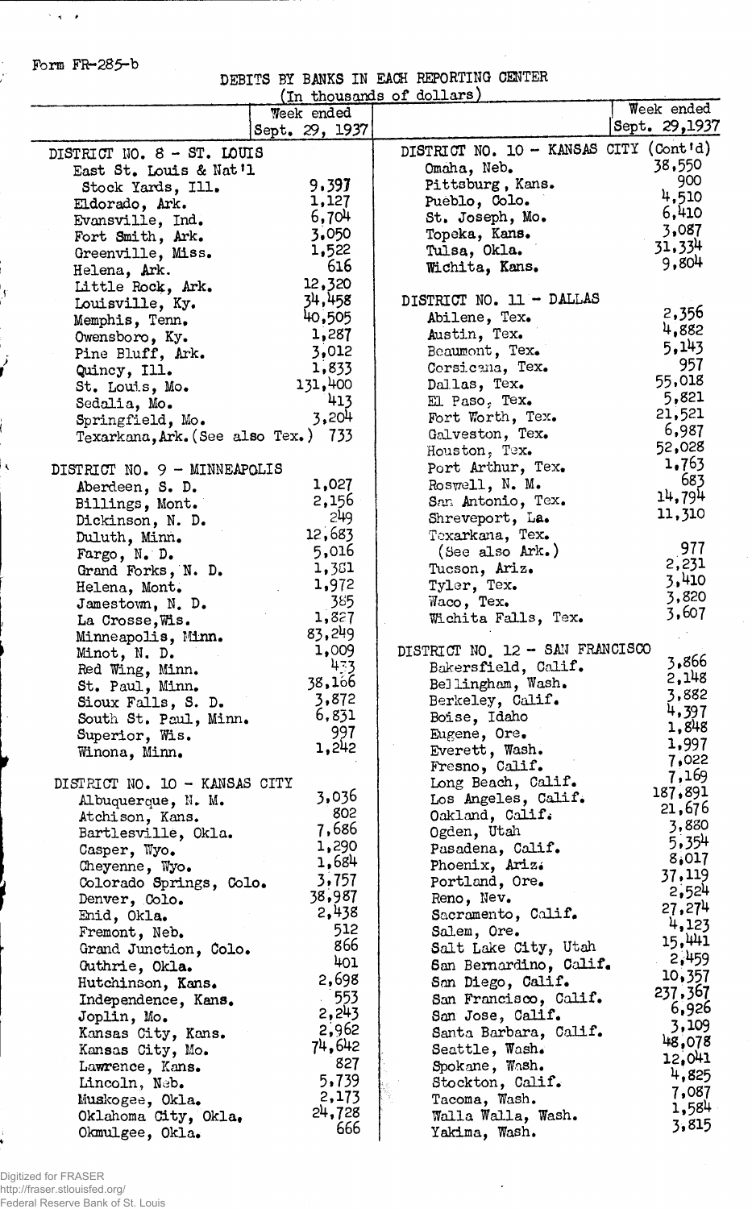Form FR-285-b

DEBITS BY BANKS IN EACH REPORTING CENTER
(In thousands of dollars)

| | Week ended Sept. 29, 1937 |
|---|---|
| **DISTRICT NO. 8 - ST. LOUIS** | |
| East St. Louis & Nat'l Stock Yards, Ill. | 9,397 |
| Eldorado, Ark. | 1,127 |
| Evansville, Ind. | 6,704 |
| Fort Smith, Ark. | 3,050 |
| Greenville, Miss. | 1,522 |
| Helena, Ark. | 616 |
| Little Rock, Ark. | 12,320 |
| Louisville, Ky. | 34,458 |
| Memphis, Tenn. | 40,505 |
| Owensboro, Ky. | 1,287 |
| Pine Bluff, Ark. | 3,012 |
| Quincy, Ill. | 1,833 |
| St. Louis, Mo. | 131,400 |
| Sedalia, Mo. | 413 |
| Springfield, Mo. | 3,204 |
| Texarkana, Ark. (See also Tex.) | 733 |
| **DISTRICT NO. 9 - MINNEAPOLIS** | |
| Aberdeen, S. D. | 1,027 |
| Billings, Mont. | 2,156 |
| Dickinson, N. D. | 249 |
| Duluth, Minn. | 12,683 |
| Fargo, N. D. | 5,016 |
| Grand Forks, N. D. | 1,351 |
| Helena, Mont. | 1,972 |
| Jamestown, N. D. | 385 |
| La Crosse, Wis. | 1,827 |
| Minneapolis, Minn. | 83,249 |
| Minot, N. D. | 1,009 |
| Red Wing, Minn. | 433 |
| St. Paul, Minn. | 38,166 |
| Sioux Falls, S. D. | 3,872 |
| South St. Paul, Minn. | 6,831 |
| Superior, Wis. | 997 |
| Winona, Minn. | 1,242 |
| **DISTRICT NO. 10 - KANSAS CITY** | |
| Albuquerque, N. M. | 3,036 |
| Atchison, Kans. | 802 |
| Bartlesville, Okla. | 7,686 |
| Casper, Wyo. | 1,290 |
| Cheyenne, Wyo. | 1,684 |
| Colorado Springs, Colo. | 3,757 |
| Denver, Colo. | 38,987 |
| Enid, Okla. | 2,438 |
| Fremont, Neb. | 512 |
| Grand Junction, Colo. | 866 |
| Guthrie, Okla. | 401 |
| Hutchinson, Kans. | 2,698 |
| Independence, Kans. | 553 |
| Joplin, Mo. | 2,243 |
| Kansas City, Kans. | 2,962 |
| Kansas City, Mo. | 74,642 |
| Lawrence, Kans. | 827 |
| Lincoln, Neb. | 5,739 |
| Muskogee, Okla. | 2,173 |
| Oklahoma City, Okla. | 24,728 |
| Okmulgee, Okla. | 666 |
| **DISTRICT NO. 10 - KANSAS CITY (Cont'd)** | |
| Omaha, Neb. | 38,550 |
| Pittsburg, Kans. | 900 |
| Pueblo, Colo. | 4,510 |
| St. Joseph, Mo. | 6,410 |
| Topeka, Kans. | 3,087 |
| Tulsa, Okla. | 31,334 |
| Wichita, Kans. | 9,804 |
| **DISTRICT NO. 11 - DALLAS** | |
| Abilene, Tex. | 2,356 |
| Austin, Tex. | 4,882 |
| Beaumont, Tex. | 5,143 |
| Corsicana, Tex. | 957 |
| Dallas, Tex. | 55,018 |
| El Paso, Tex. | 5,821 |
| Fort Worth, Tex. | 21,521 |
| Galveston, Tex. | 6,987 |
| Houston, Tex. | 52,028 |
| Port Arthur, Tex. | 1,763 |
| Roswell, N. M. | 683 |
| San Antonio, Tex. | 14,794 |
| Shreveport, La. | 11,310 |
| Texarkana, Tex. (See also Ark.) | 977 |
| Tucson, Ariz. | 2,231 |
| Tyler, Tex. | 3,410 |
| Waco, Tex. | 3,820 |
| Wichita Falls, Tex. | 3,607 |
| **DISTRICT NO. 12 - SAN FRANCISCO** | |
| Bakersfield, Calif. | 3,866 |
| Bellingham, Wash. | 2,148 |
| Berkeley, Calif. | 3,882 |
| Boise, Idaho | 4,397 |
| Eugene, Ore. | 1,848 |
| Everett, Wash. | 1,997 |
| Fresno, Calif. | 7,022 |
| Long Beach, Calif. | 7,169 |
| Los Angeles, Calif. | 187,891 |
| Oakland, Calif. | 21,676 |
| Ogden, Utah | 3,880 |
| Pasadena, Calif. | 5,354 |
| Phoenix, Ariz. | 8,017 |
| Portland, Ore. | 37,119 |
| Reno, Nev. | 2,524 |
| Sacramento, Calif. | 27,274 |
| Salem, Ore. | 4,123 |
| Salt Lake City, Utah | 15,441 |
| San Bernardino, Calif. | 2,459 |
| San Diego, Calif. | 10,357 |
| San Francisco, Calif. | 237,367 |
| San Jose, Calif. | 6,926 |
| Santa Barbara, Calif. | 3,109 |
| Seattle, Wash. | 48,078 |
| Spokane, Wash. | 12,041 |
| Stockton, Calif. | 4,825 |
| Tacoma, Wash. | 7,087 |
| Walla Walla, Wash. | 1,584 |
| Yakima, Wash. | 3,815 |

Digitized for FRASER
http://fraser.stlouisfed.org/
Federal Reserve Bank of St. Louis